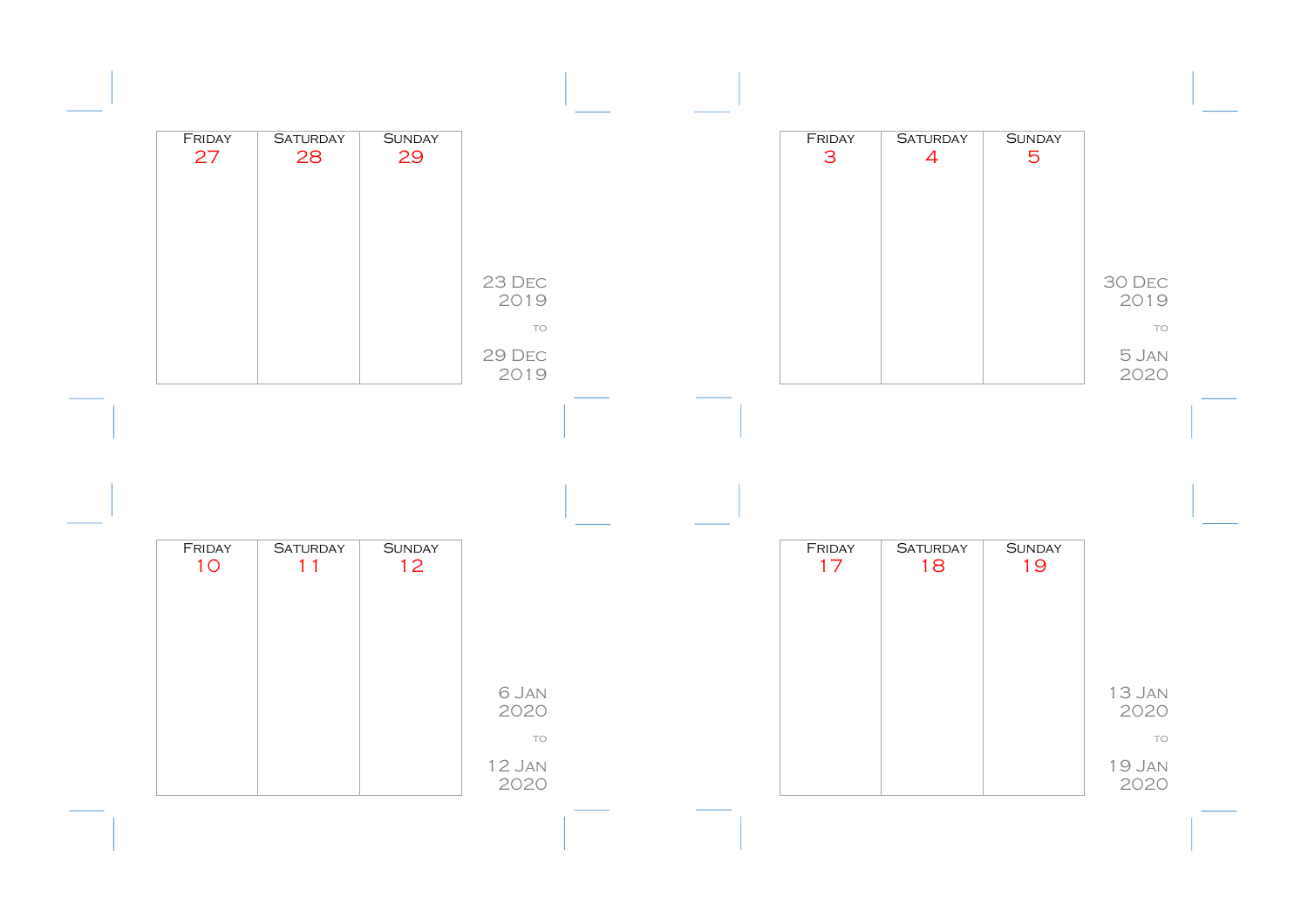| Friday 27 | Saturday 28 | Sunday 29 |
| --- | --- | --- |
| | | |

23 Dec 2019

to

29 Dec 2019

| Friday 3 | Saturday 4 | Sunday 5 |
| --- | --- | --- |
| | | |

30 Dec 2019

to

5 Jan 2020

| Friday 10 | Saturday 11 | Sunday 12 |
| --- | --- | --- |
| | | |

6 Jan 2020

to

12 Jan 2020

| Friday 17 | Saturday 18 | Sunday 19 |
| --- | --- | --- |
| | | |

13 Jan 2020

to

19 Jan 2020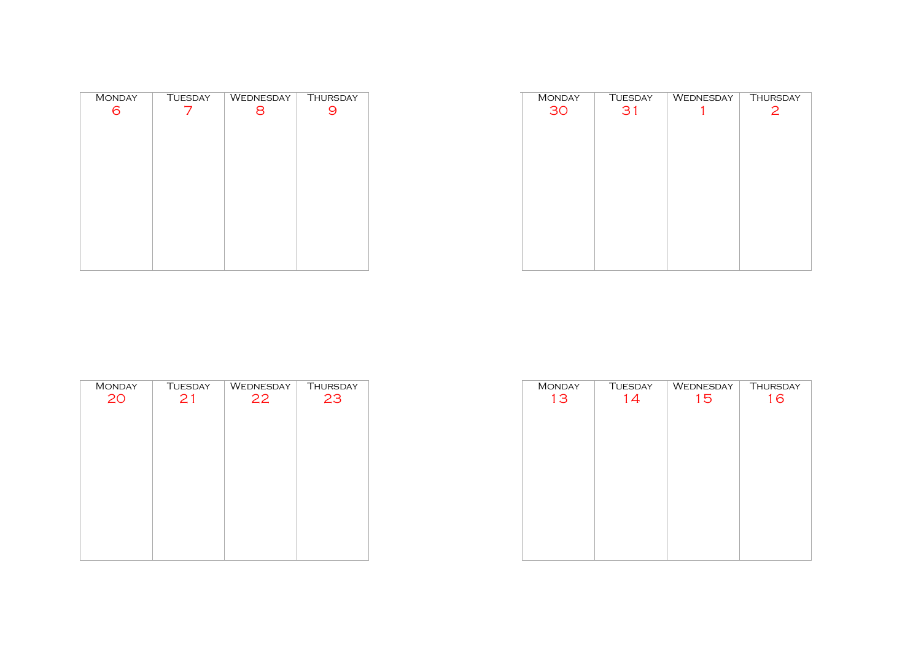| Monday | Tuesday | Wednesday | Thursday |
|---|---|---|---|
| 6 | 7 | 8 | 9 |

| Monday | Tuesday | Wednesday | Thursday |
|---|---|---|---|
| 30 | 31 | 1 | 2 |

| Monday | Tuesday | Wednesday | Thursday |
|---|---|---|---|
| 20 | 21 | 22 | 23 |

| Monday | Tuesday | Wednesday | Thursday |
|---|---|---|---|
| 13 | 14 | 15 | 16 |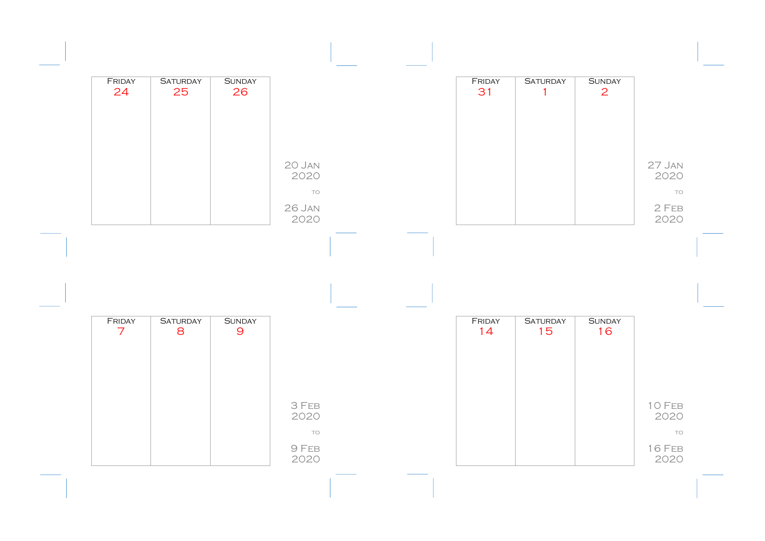| Friday | Saturday | Sunday |
|---|---|---|
| 24 | 25 | 26 |

20 Jan 2020

to

26 Jan 2020

| Friday | Saturday | Sunday |
|---|---|---|
| 31 | 1 | 2 |

27 Jan 2020

to

2 Feb 2020

| Friday | Saturday | Sunday |
|---|---|---|
| 7 | 8 | 9 |

3 Feb 2020

to

9 Feb 2020

| Friday | Saturday | Sunday |
|---|---|---|
| 14 | 15 | 16 |

10 Feb 2020

to

16 Feb 2020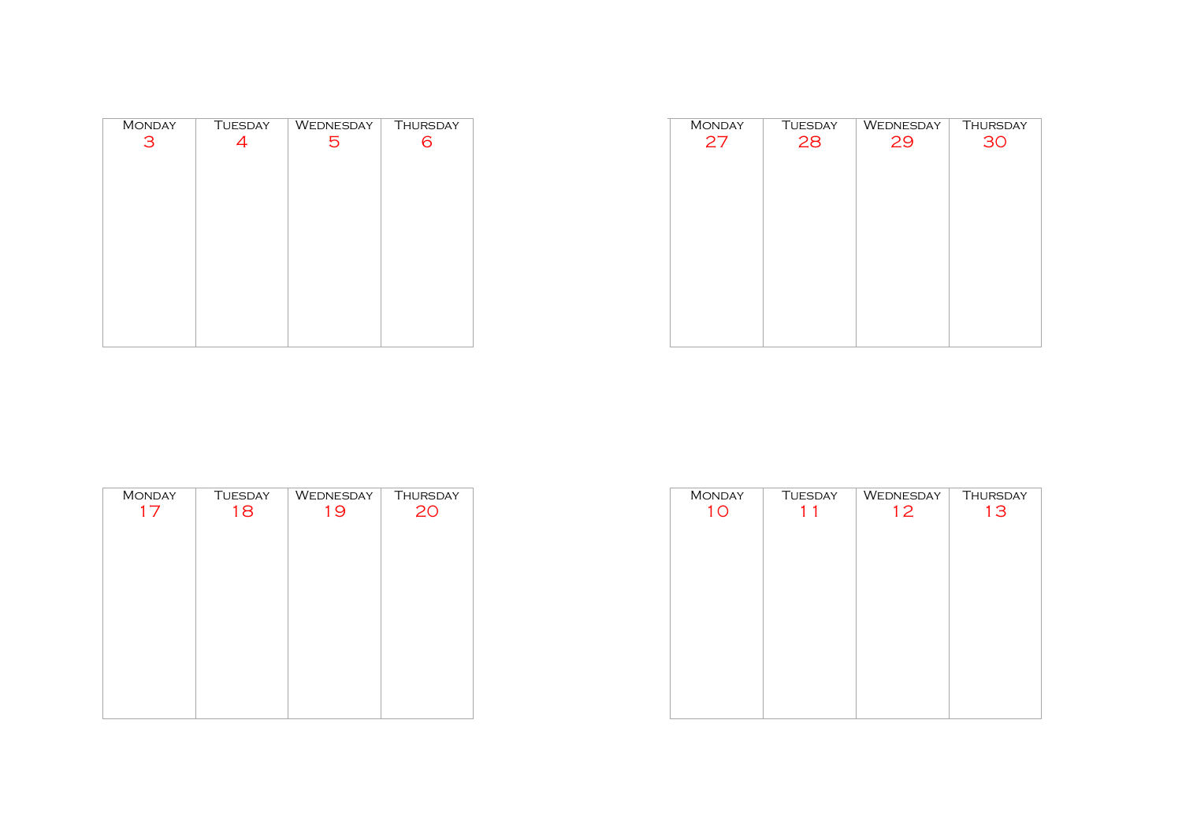| Monday | Tuesday | Wednesday | Thursday |
| --- | --- | --- | --- |
| 3 | 4 | 5 | 6 |

| Monday | Tuesday | Wednesday | Thursday |
| --- | --- | --- | --- |
| 27 | 28 | 29 | 30 |

| Monday | Tuesday | Wednesday | Thursday |
| --- | --- | --- | --- |
| 17 | 18 | 19 | 20 |

| Monday | Tuesday | Wednesday | Thursday |
| --- | --- | --- | --- |
| 10 | 11 | 12 | 13 |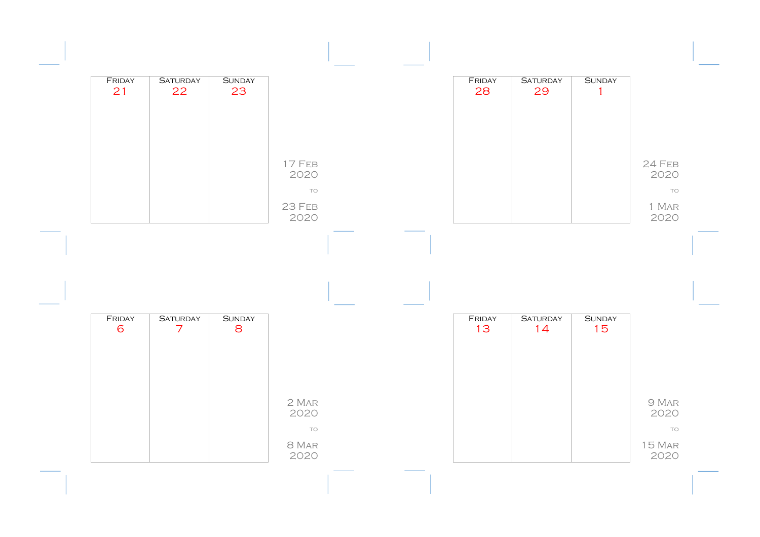| Friday | Saturday | Sunday |
| --- | --- | --- |
| 21 | 22 | 23 |

17 Feb 2020

to

23 Feb 2020

| Friday | Saturday | Sunday |
| --- | --- | --- |
| 28 | 29 | 1 |

24 Feb 2020

to

1 Mar 2020

| Friday | Saturday | Sunday |
| --- | --- | --- |
| 6 | 7 | 8 |

2 Mar 2020

to

8 Mar 2020

| Friday | Saturday | Sunday |
| --- | --- | --- |
| 13 | 14 | 15 |

9 Mar 2020

to

15 Mar 2020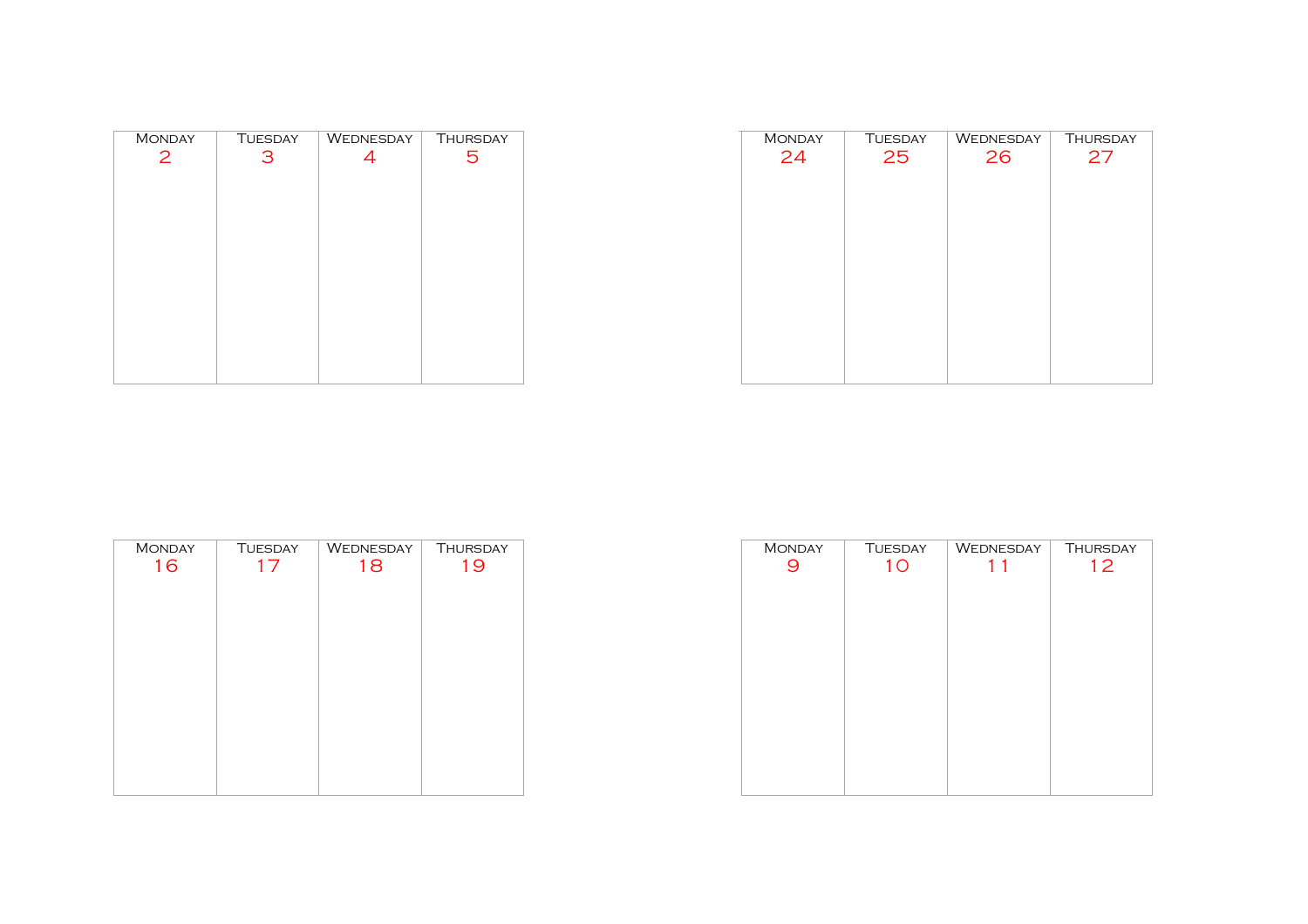| Monday | Tuesday | Wednesday | Thursday |
| --- | --- | --- | --- |
| 2 | 3 | 4 | 5 |

| Monday | Tuesday | Wednesday | Thursday |
| --- | --- | --- | --- |
| 24 | 25 | 26 | 27 |

| Monday | Tuesday | Wednesday | Thursday |
| --- | --- | --- | --- |
| 16 | 17 | 18 | 19 |

| Monday | Tuesday | Wednesday | Thursday |
| --- | --- | --- | --- |
| 9 | 10 | 11 | 12 |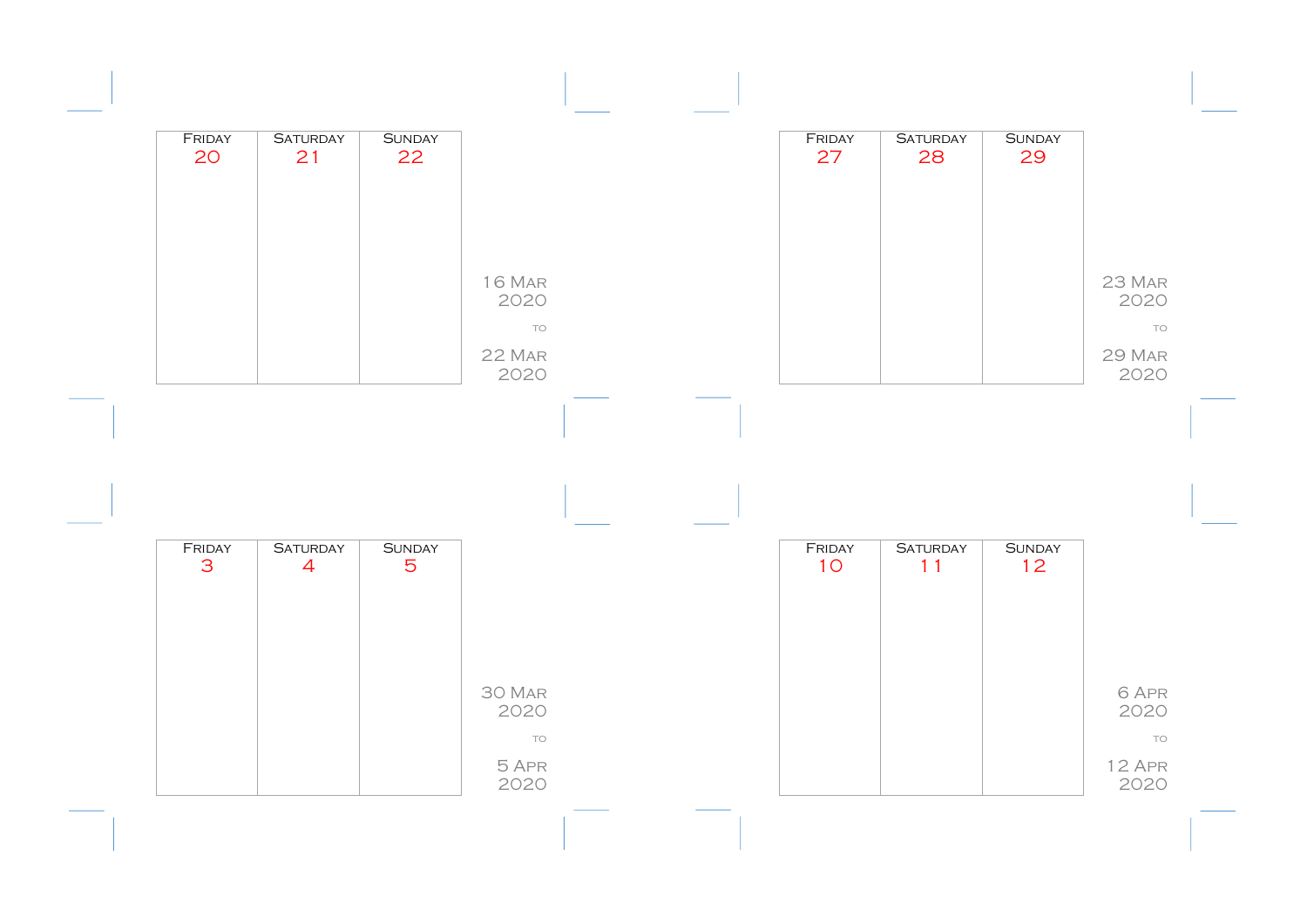| FRIDAY 20 | SATURDAY 21 | SUNDAY 22 |
| --- | --- | --- |
| | | |

16 MAR 2020

TO

22 MAR 2020

| FRIDAY 27 | SATURDAY 28 | SUNDAY 29 |
| --- | --- | --- |
| | | |

23 MAR 2020

TO

29 MAR 2020

| FRIDAY 3 | SATURDAY 4 | SUNDAY 5 |
| --- | --- | --- |
| | | |

30 MAR 2020

TO

5 APR 2020

| FRIDAY 10 | SATURDAY 11 | SUNDAY 12 |
| --- | --- | --- |
| | | |

6 APR 2020

TO

12 APR 2020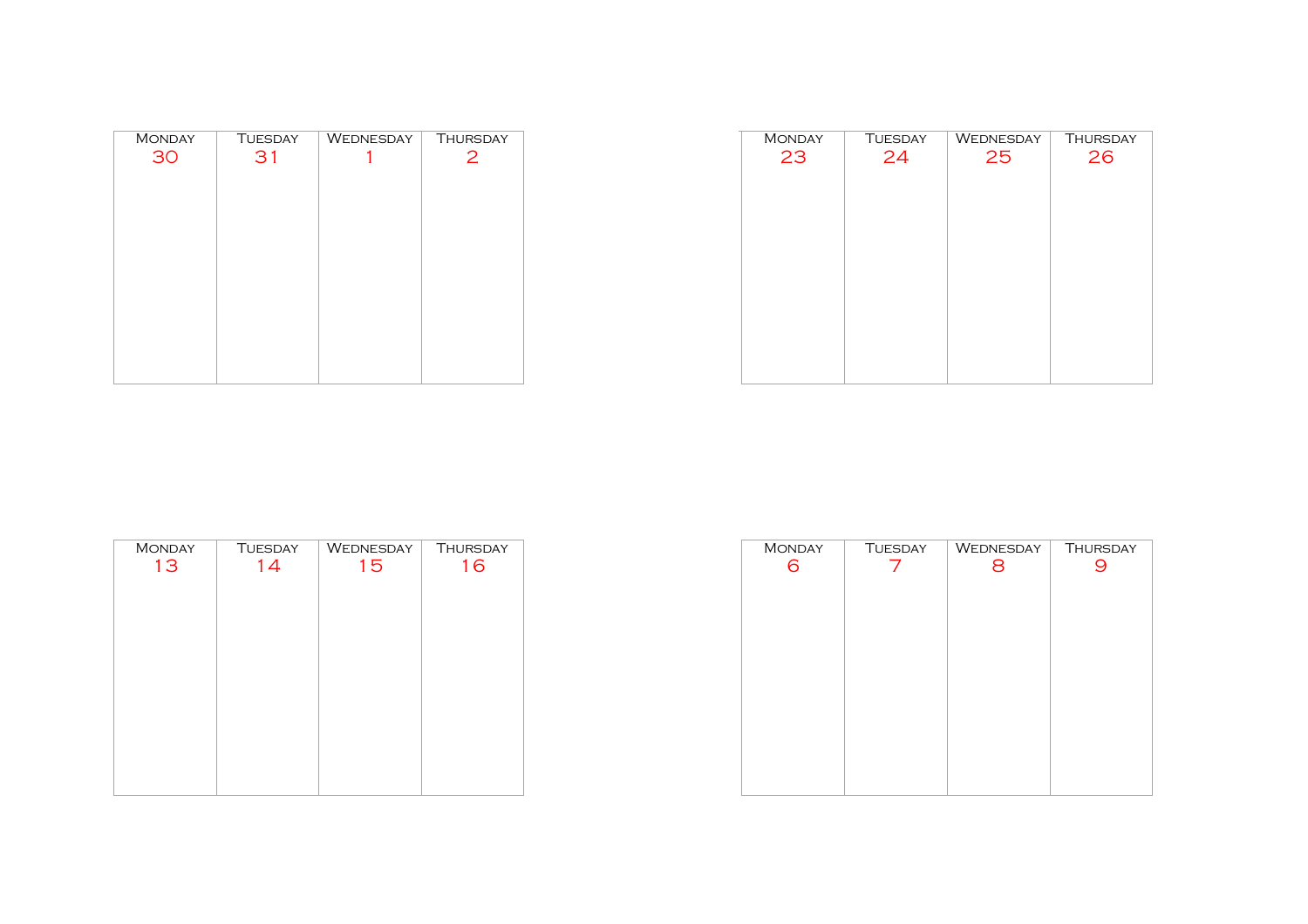| Monday | Tuesday | Wednesday | Thursday |
|---|---|---|---|
| 30 | 31 | 1 | 2 |

| Monday | Tuesday | Wednesday | Thursday |
|---|---|---|---|
| 23 | 24 | 25 | 26 |

| Monday | Tuesday | Wednesday | Thursday |
|---|---|---|---|
| 13 | 14 | 15 | 16 |

| Monday | Tuesday | Wednesday | Thursday |
|---|---|---|---|
| 6 | 7 | 8 | 9 |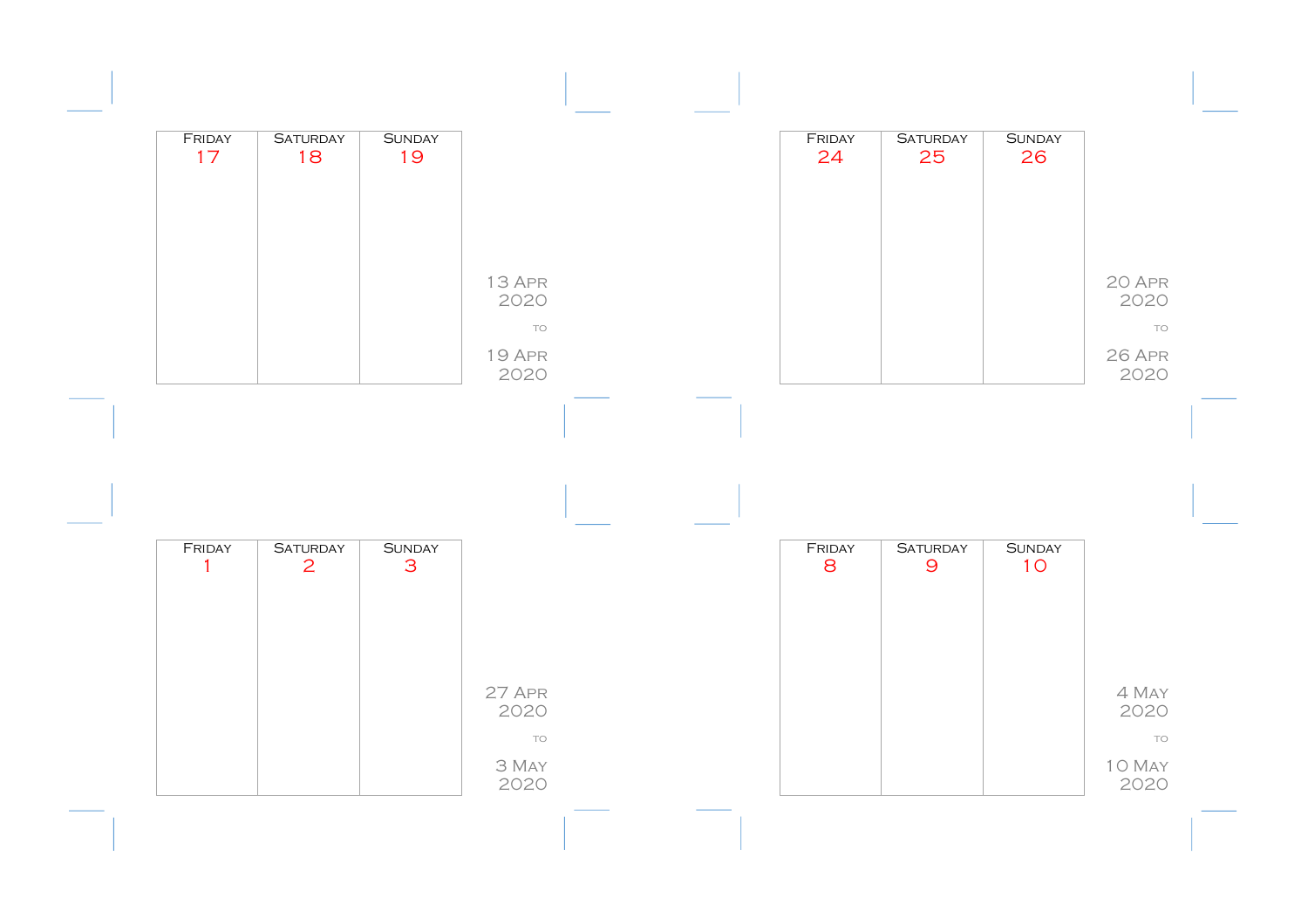| Friday | Saturday | Sunday |
| --- | --- | --- |
| 17 | 18 | 19 |

13 Apr 2020

to

19 Apr 2020

| Friday | Saturday | Sunday |
| --- | --- | --- |
| 24 | 25 | 26 |

20 Apr 2020

to

26 Apr 2020

| Friday | Saturday | Sunday |
| --- | --- | --- |
| 1 | 2 | 3 |

27 Apr 2020

to

3 May 2020

| Friday | Saturday | Sunday |
| --- | --- | --- |
| 8 | 9 | 10 |

4 May 2020

to

10 May 2020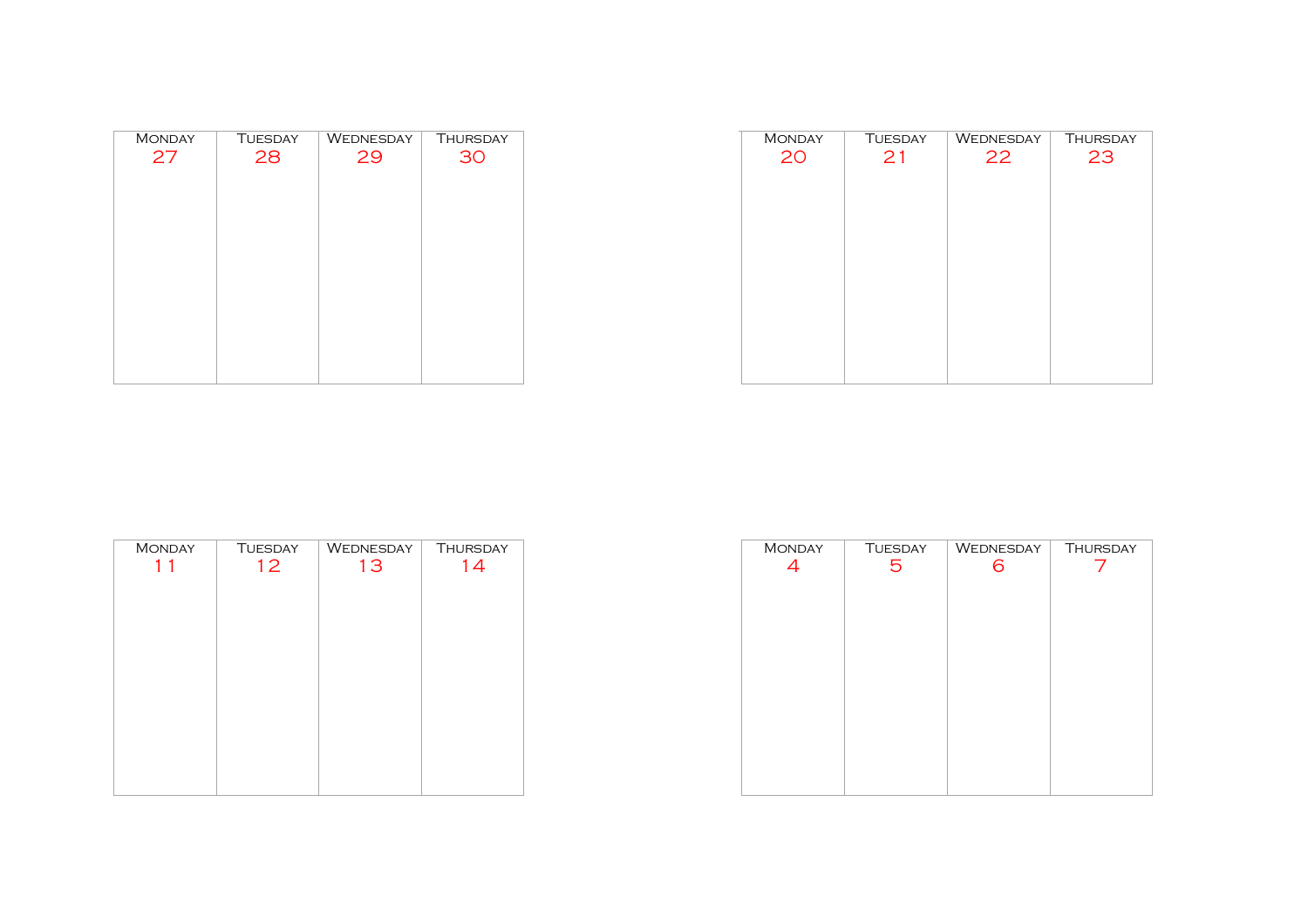| Monday | Tuesday | Wednesday | Thursday |
|---|---|---|---|
| 27 | 28 | 29 | 30 |

| Monday | Tuesday | Wednesday | Thursday |
|---|---|---|---|
| 20 | 21 | 22 | 23 |

| Monday | Tuesday | Wednesday | Thursday |
|---|---|---|---|
| 11 | 12 | 13 | 14 |

| Monday | Tuesday | Wednesday | Thursday |
|---|---|---|---|
| 4 | 5 | 6 | 7 |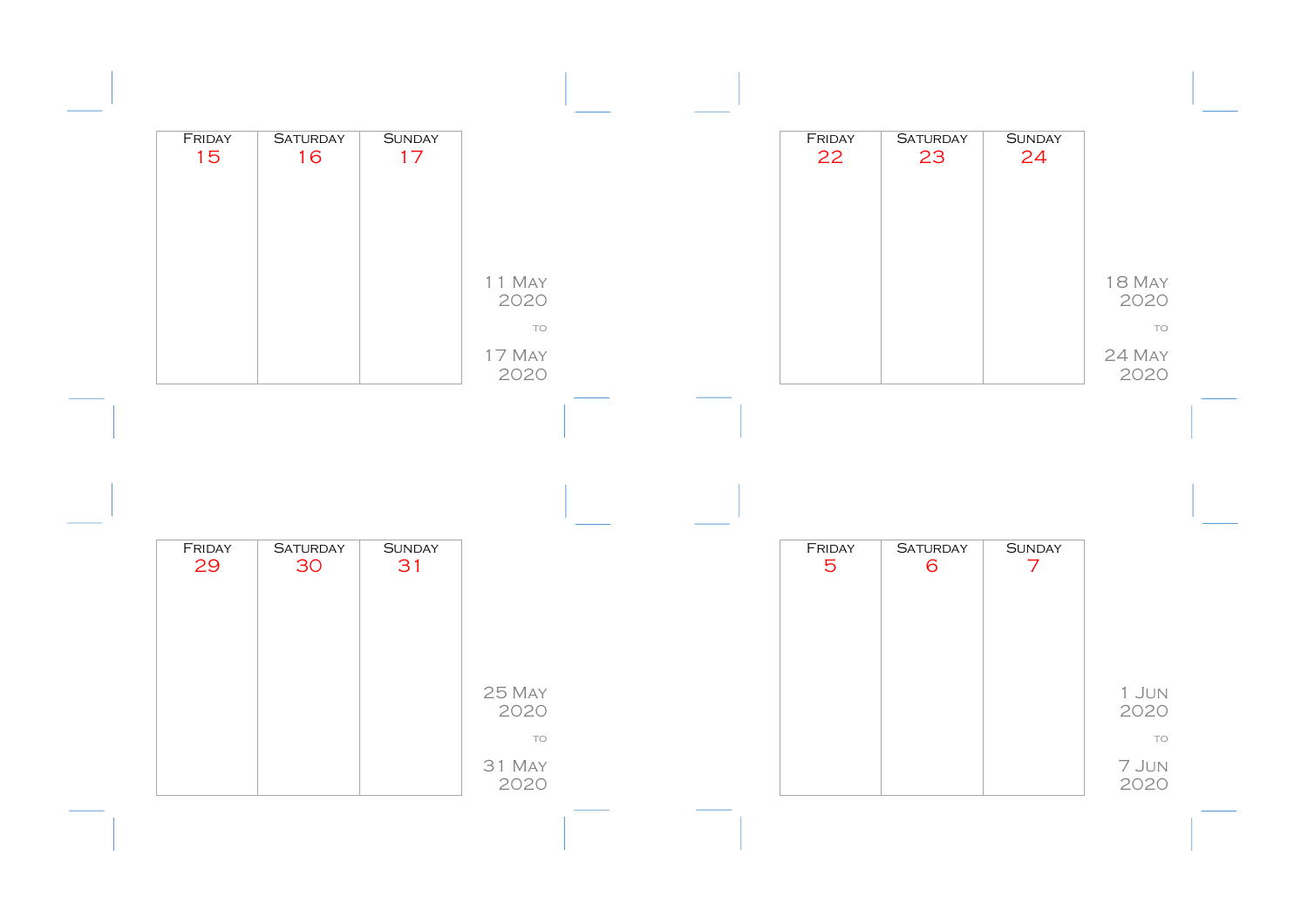| Friday 15 | Saturday 16 | Sunday 17 |
| --- | --- | --- |
| | | |

11 May 2020

to

17 May 2020

| Friday 22 | Saturday 23 | Sunday 24 |
| --- | --- | --- |
| | | |

18 May 2020

to

24 May 2020

| Friday 29 | Saturday 30 | Sunday 31 |
| --- | --- | --- |
| | | |

25 May 2020

to

31 May 2020

| Friday 5 | Saturday 6 | Sunday 7 |
| --- | --- | --- |
| | | |

1 Jun 2020

to

7 Jun 2020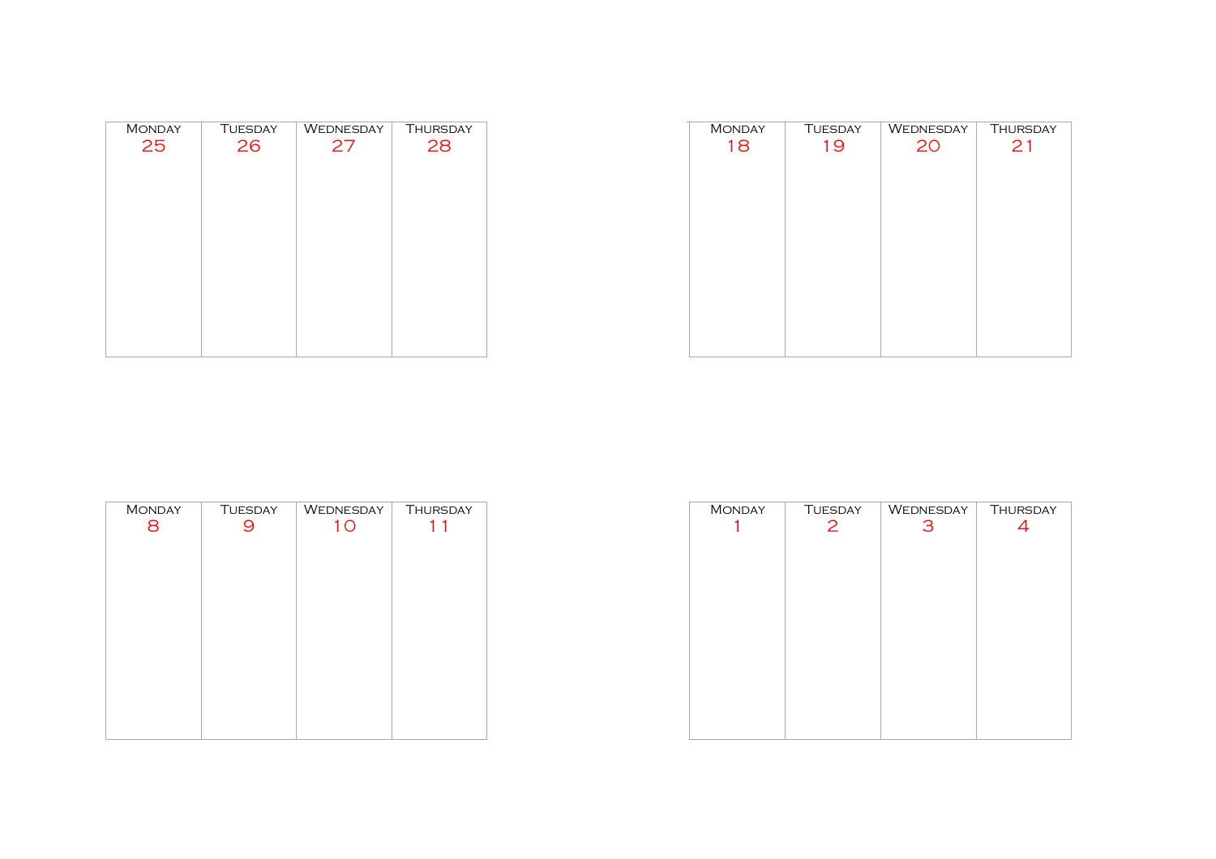| Monday | Tuesday | Wednesday | Thursday |
|---|---|---|---|
| 25 | 26 | 27 | 28 |

| Monday | Tuesday | Wednesday | Thursday |
|---|---|---|---|
| 18 | 19 | 20 | 21 |

| Monday | Tuesday | Wednesday | Thursday |
|---|---|---|---|
| 8 | 9 | 10 | 11 |

| Monday | Tuesday | Wednesday | Thursday |
|---|---|---|---|
| 1 | 2 | 3 | 4 |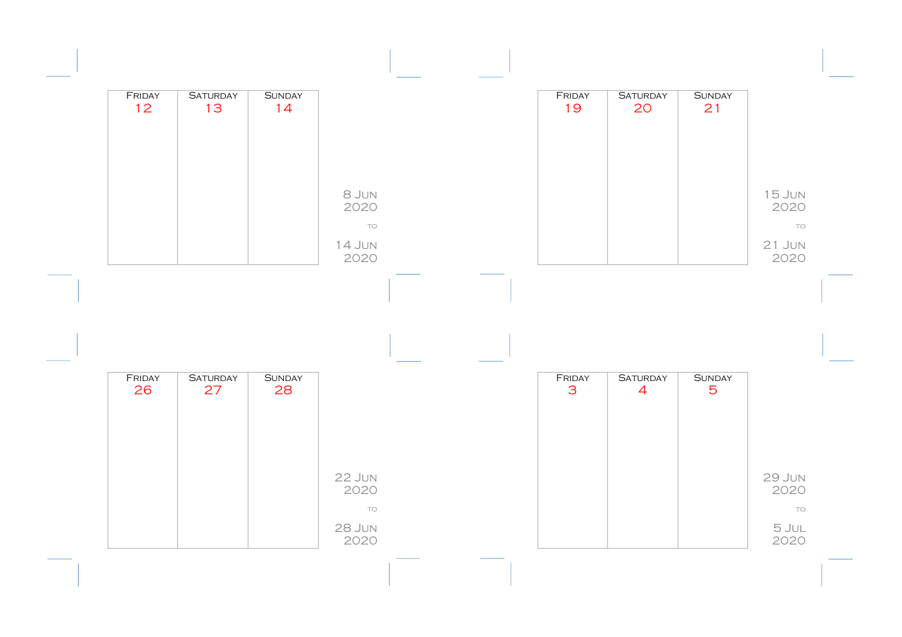| Friday 12 | Saturday 13 | Sunday 14 |
| --- | --- | --- |
| | | |

8 Jun 2020

to

14 Jun 2020

| Friday 19 | Saturday 20 | Sunday 21 |
| --- | --- | --- |
| | | |

15 Jun 2020

to

21 Jun 2020

| Friday 26 | Saturday 27 | Sunday 28 |
| --- | --- | --- |
| | | |

22 Jun 2020

to

28 Jun 2020

| Friday 3 | Saturday 4 | Sunday 5 |
| --- | --- | --- |
| | | |

29 Jun 2020

to

5 Jul 2020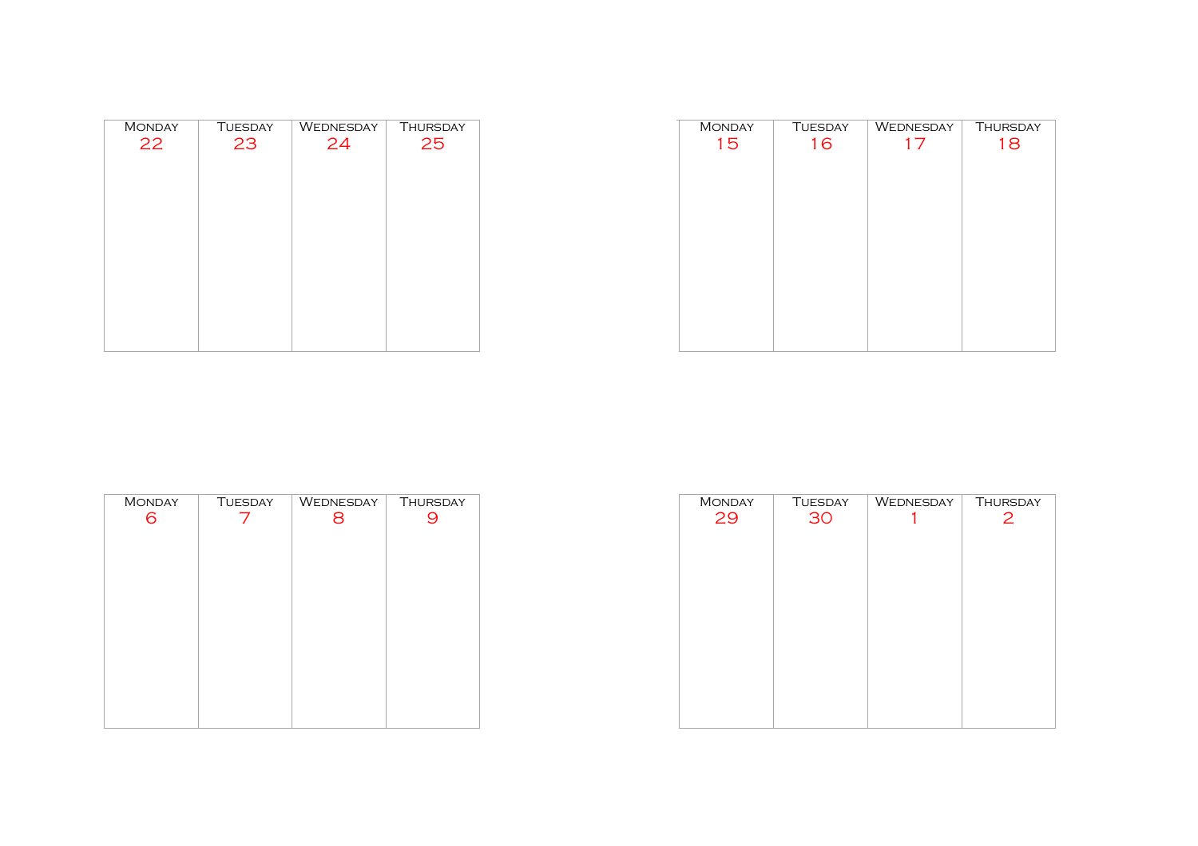| Monday | Tuesday | Wednesday | Thursday |
|---|---|---|---|
| 22 | 23 | 24 | 25 |

| Monday | Tuesday | Wednesday | Thursday |
|---|---|---|---|
| 15 | 16 | 17 | 18 |

| Monday | Tuesday | Wednesday | Thursday |
|---|---|---|---|
| 6 | 7 | 8 | 9 |

| Monday | Tuesday | Wednesday | Thursday |
|---|---|---|---|
| 29 | 30 | 1 | 2 |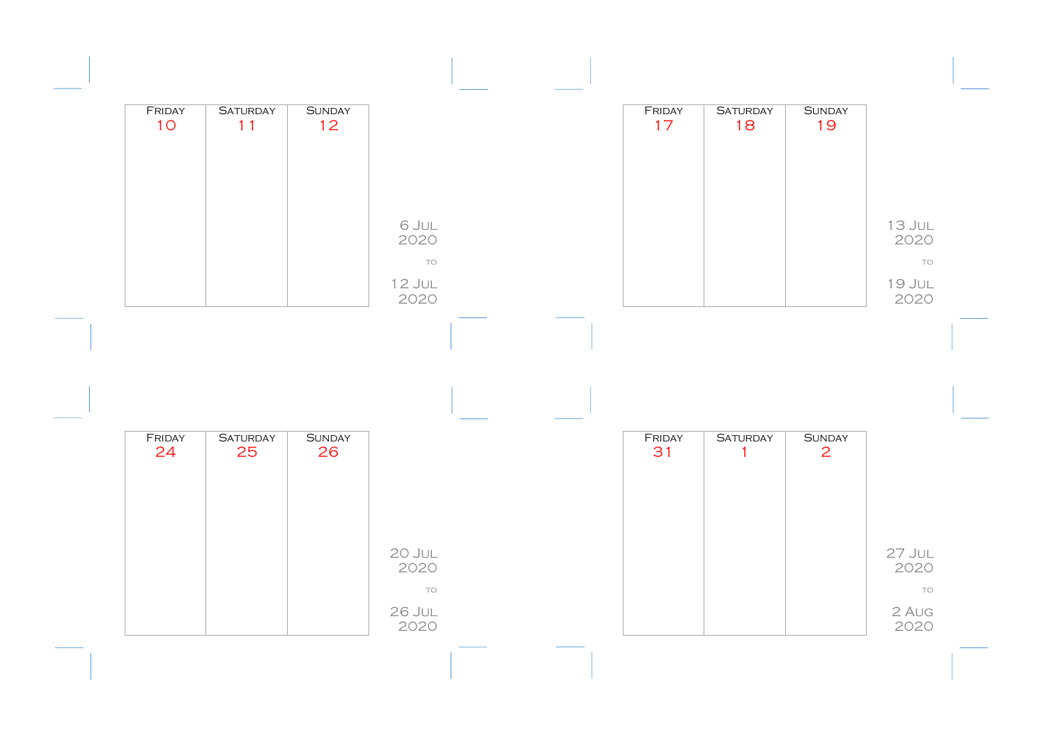| Friday 10 | Saturday 11 | Sunday 12 |
| --- | --- | --- |
| | | |

6 Jul 2020

to

12 Jul 2020

| Friday 17 | Saturday 18 | Sunday 19 |
| --- | --- | --- |
| | | |

13 Jul 2020

to

19 Jul 2020

| Friday 24 | Saturday 25 | Sunday 26 |
| --- | --- | --- |
| | | |

20 Jul 2020

to

26 Jul 2020

| Friday 31 | Saturday 1 | Sunday 2 |
| --- | --- | --- |
| | | |

27 Jul 2020

to

2 Aug 2020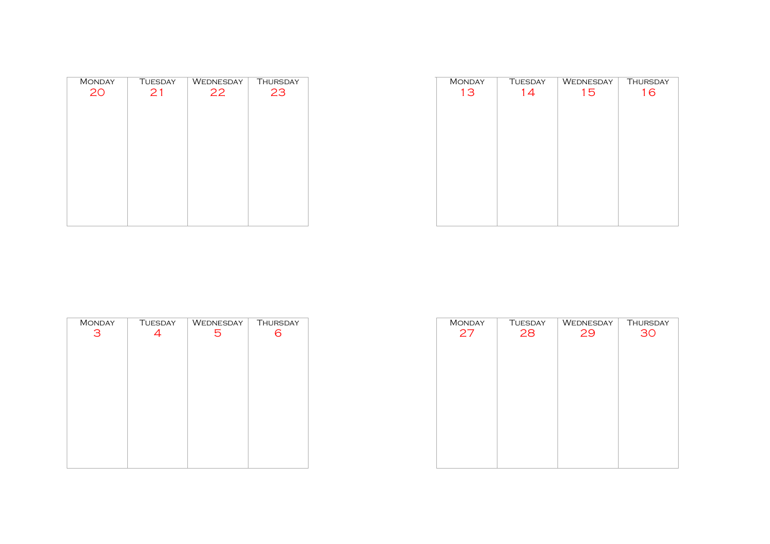| Monday | Tuesday | Wednesday | Thursday |
|---|---|---|---|
| 20 | 21 | 22 | 23 |

| Monday | Tuesday | Wednesday | Thursday |
|---|---|---|---|
| 13 | 14 | 15 | 16 |

| Monday | Tuesday | Wednesday | Thursday |
|---|---|---|---|
| 3 | 4 | 5 | 6 |

| Monday | Tuesday | Wednesday | Thursday |
|---|---|---|---|
| 27 | 28 | 29 | 30 |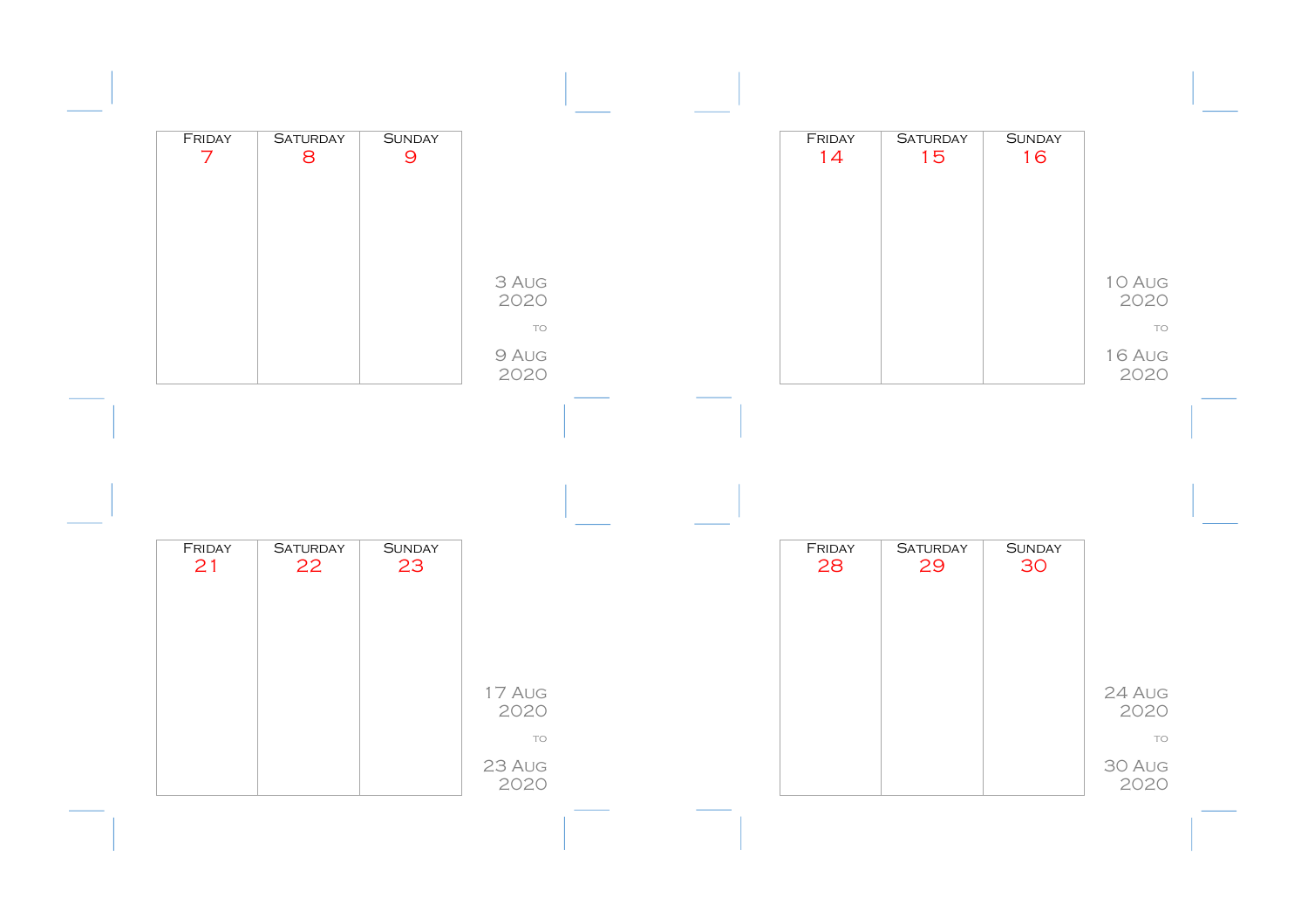| FRIDAY 7 | SATURDAY 8 | SUNDAY 9 |
|---|---|---|
| | | |

3 AUG 2020

TO

9 AUG 2020

| FRIDAY 14 | SATURDAY 15 | SUNDAY 16 |
|---|---|---|
| | | |

10 AUG 2020

TO

16 AUG 2020

| FRIDAY 21 | SATURDAY 22 | SUNDAY 23 |
|---|---|---|
| | | |

17 AUG 2020

TO

23 AUG 2020

| FRIDAY 28 | SATURDAY 29 | SUNDAY 30 |
|---|---|---|
| | | |

24 AUG 2020

TO

30 AUG 2020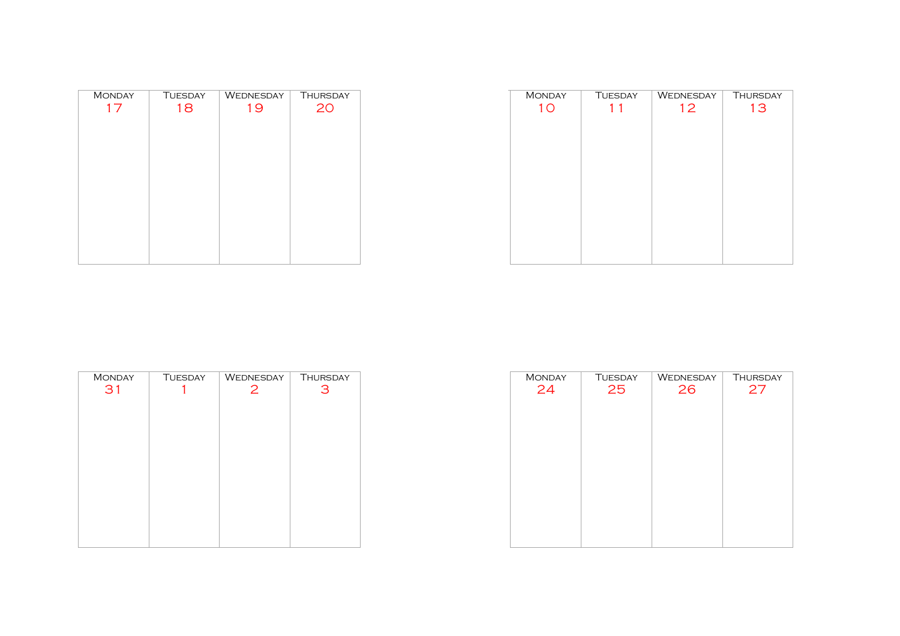| Monday | Tuesday | Wednesday | Thursday |
| --- | --- | --- | --- |
| 17 | 18 | 19 | 20 |

| Monday | Tuesday | Wednesday | Thursday |
| --- | --- | --- | --- |
| 10 | 11 | 12 | 13 |

| Monday | Tuesday | Wednesday | Thursday |
| --- | --- | --- | --- |
| 31 | 1 | 2 | 3 |

| Monday | Tuesday | Wednesday | Thursday |
| --- | --- | --- | --- |
| 24 | 25 | 26 | 27 |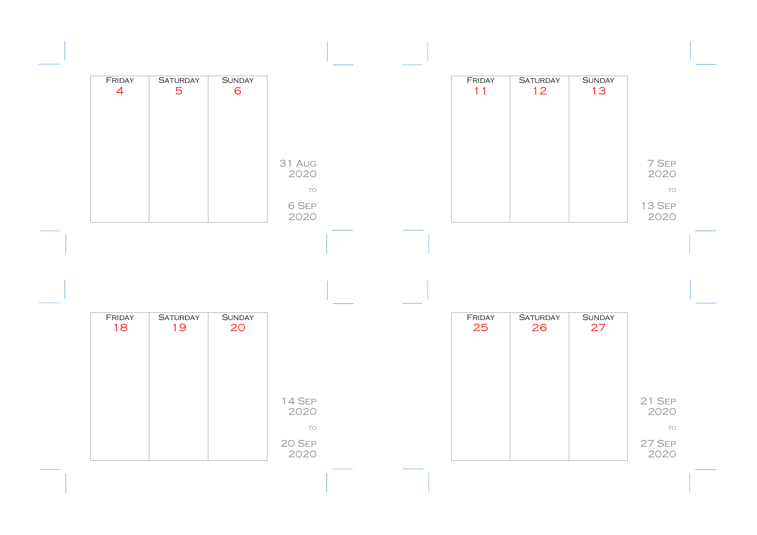| Friday 4 | Saturday 5 | Sunday 6 |
| --- | --- | --- |
| | | |

31 Aug 2020 to 6 Sep 2020

| Friday 11 | Saturday 12 | Sunday 13 |
| --- | --- | --- |
| | | |

7 Sep 2020 to 13 Sep 2020

| Friday 18 | Saturday 19 | Sunday 20 |
| --- | --- | --- |
| | | |

14 Sep 2020 to 20 Sep 2020

| Friday 25 | Saturday 26 | Sunday 27 |
| --- | --- | --- |
| | | |

21 Sep 2020 to 27 Sep 2020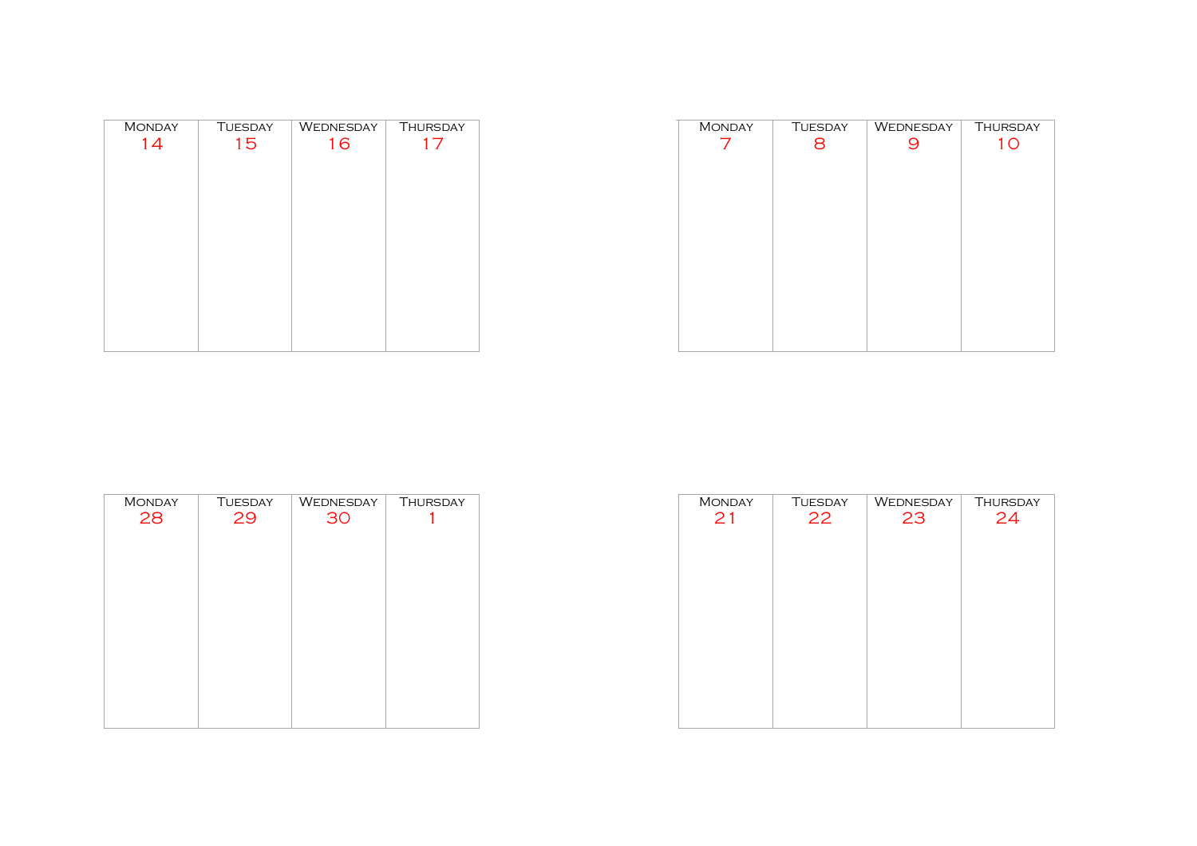| Monday | Tuesday | Wednesday | Thursday |
|---|---|---|---|
| 14 | 15 | 16 | 17 |

| Monday | Tuesday | Wednesday | Thursday |
|---|---|---|---|
| 7 | 8 | 9 | 10 |

| Monday | Tuesday | Wednesday | Thursday |
|---|---|---|---|
| 28 | 29 | 30 | 1 |

| Monday | Tuesday | Wednesday | Thursday |
|---|---|---|---|
| 21 | 22 | 23 | 24 |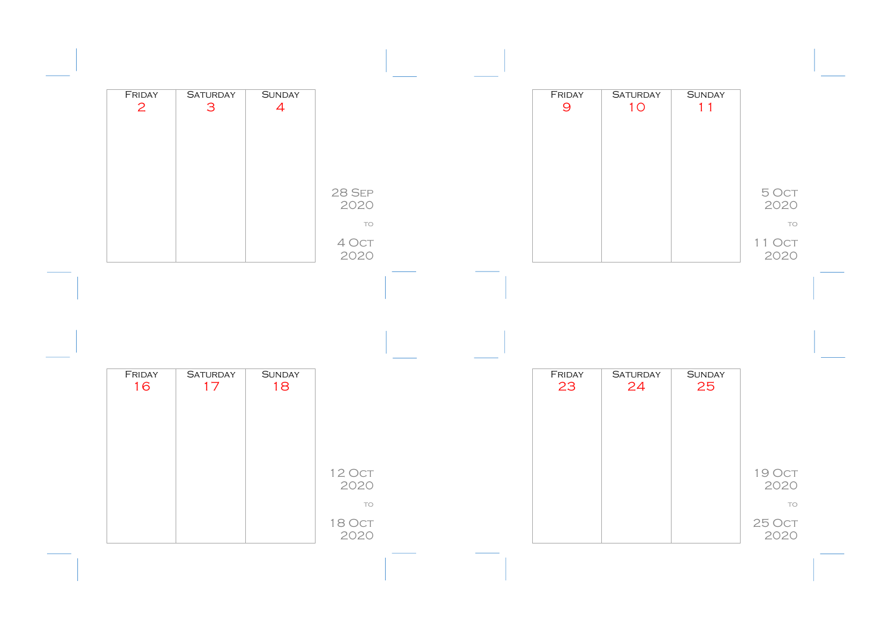| Friday | Saturday | Sunday |
|---|---|---|
| 2 | 3 | 4 |

28 Sep 2020

to

4 Oct 2020

| Friday | Saturday | Sunday |
|---|---|---|
| 9 | 10 | 11 |

5 Oct 2020

to

11 Oct 2020

| Friday | Saturday | Sunday |
|---|---|---|
| 16 | 17 | 18 |

12 Oct 2020

to

18 Oct 2020

| Friday | Saturday | Sunday |
|---|---|---|
| 23 | 24 | 25 |

19 Oct 2020

to

25 Oct 2020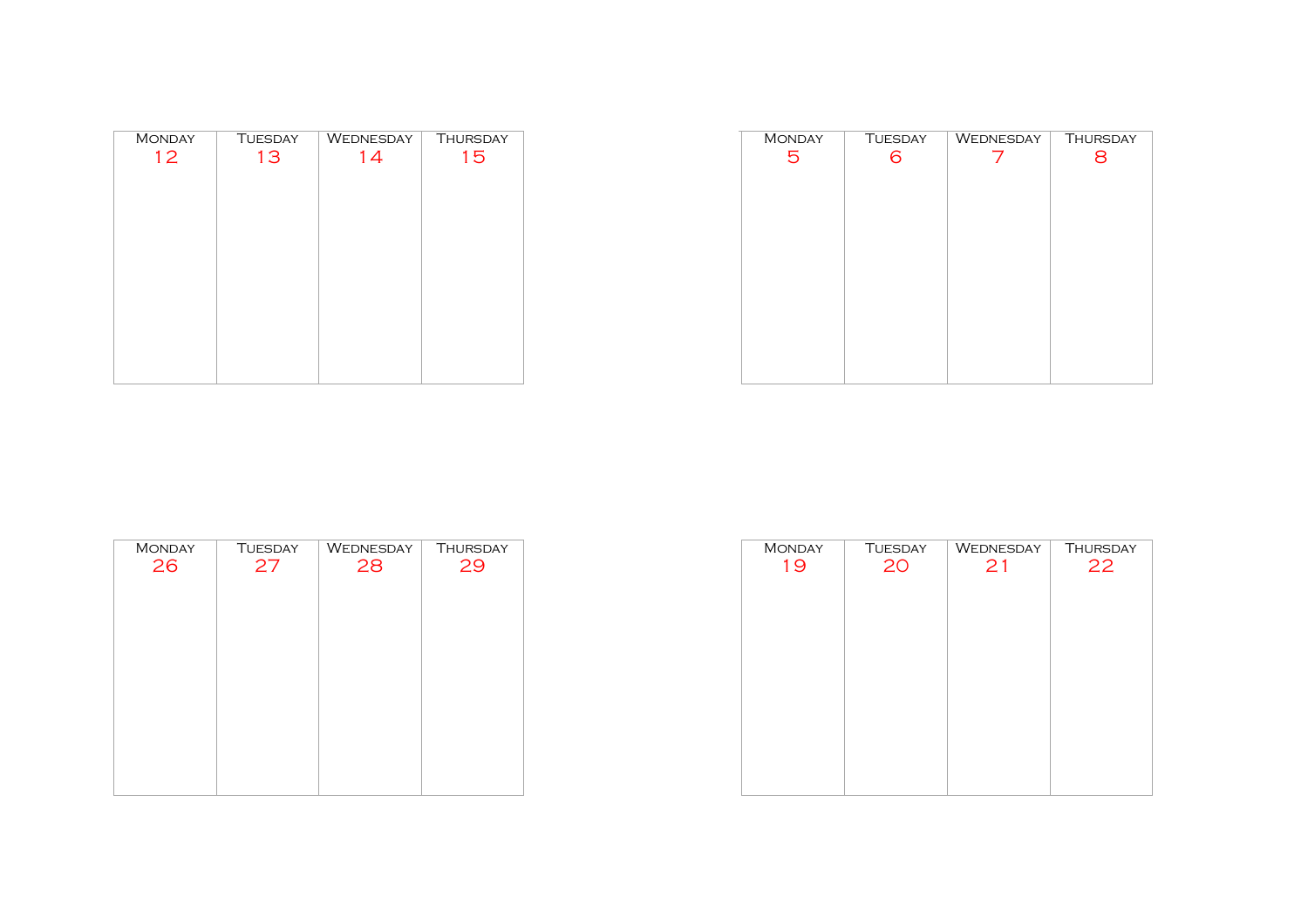| Monday | Tuesday | Wednesday | Thursday |
|---|---|---|---|
| 12 | 13 | 14 | 15 |

| Monday | Tuesday | Wednesday | Thursday |
|---|---|---|---|
| 5 | 6 | 7 | 8 |

| Monday | Tuesday | Wednesday | Thursday |
|---|---|---|---|
| 26 | 27 | 28 | 29 |

| Monday | Tuesday | Wednesday | Thursday |
|---|---|---|---|
| 19 | 20 | 21 | 22 |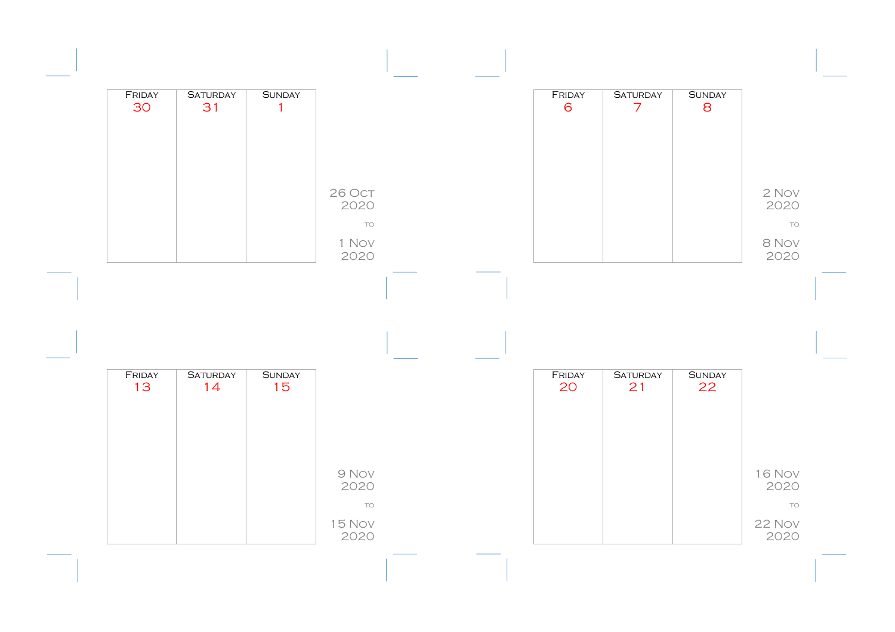| Friday | Saturday | Sunday |
| --- | --- | --- |
| 30 | 31 | 1 |

26 Oct 2020

to

1 Nov 2020

| Friday | Saturday | Sunday |
| --- | --- | --- |
| 6 | 7 | 8 |

2 Nov 2020

to

8 Nov 2020

| Friday | Saturday | Sunday |
| --- | --- | --- |
| 13 | 14 | 15 |

9 Nov 2020

to

15 Nov 2020

| Friday | Saturday | Sunday |
| --- | --- | --- |
| 20 | 21 | 22 |

16 Nov 2020

to

22 Nov 2020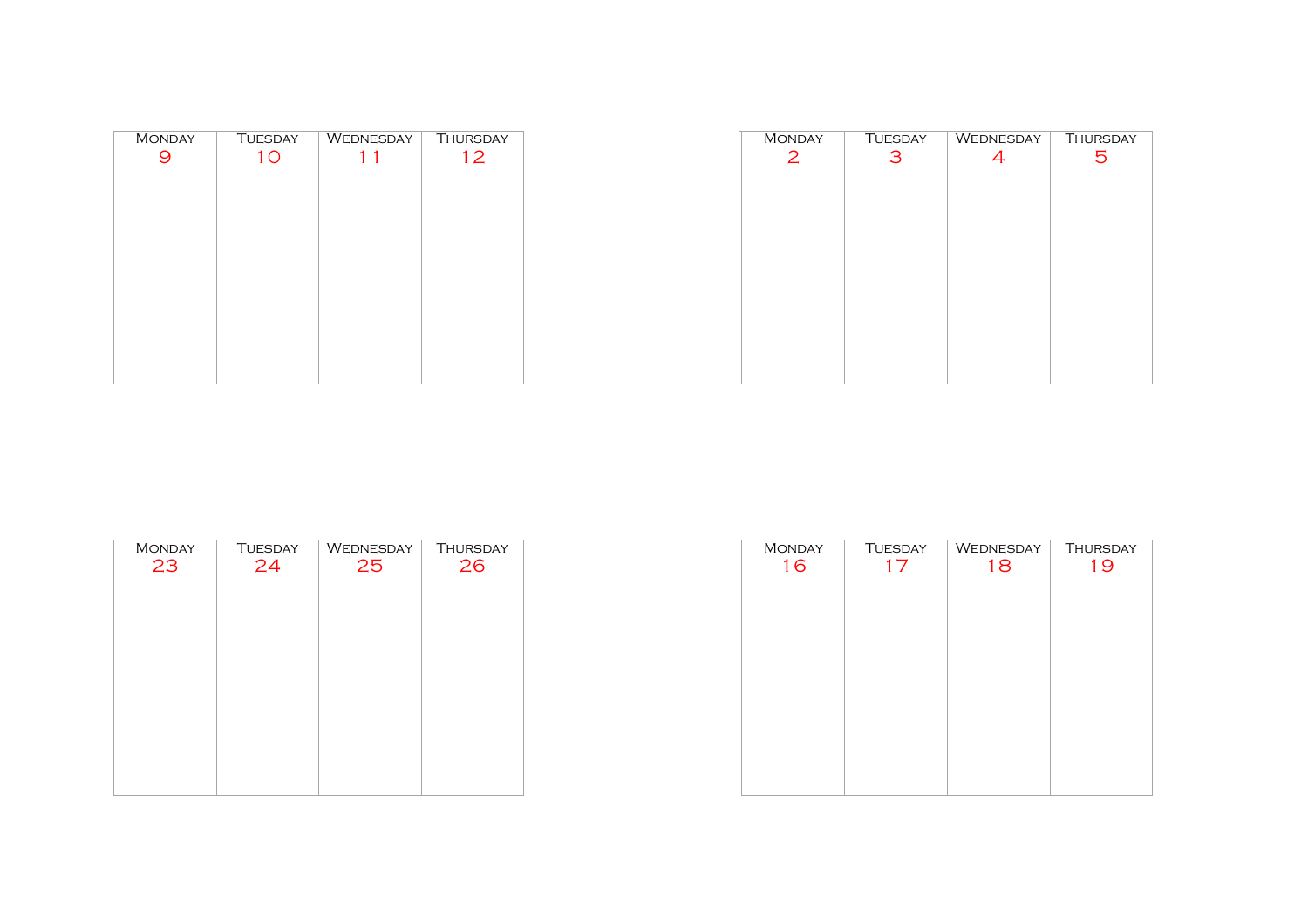| Monday | Tuesday | Wednesday | Thursday |
| --- | --- | --- | --- |
| 9 | 10 | 11 | 12 |

| Monday | Tuesday | Wednesday | Thursday |
| --- | --- | --- | --- |
| 2 | 3 | 4 | 5 |

| Monday | Tuesday | Wednesday | Thursday |
| --- | --- | --- | --- |
| 23 | 24 | 25 | 26 |

| Monday | Tuesday | Wednesday | Thursday |
| --- | --- | --- | --- |
| 16 | 17 | 18 | 19 |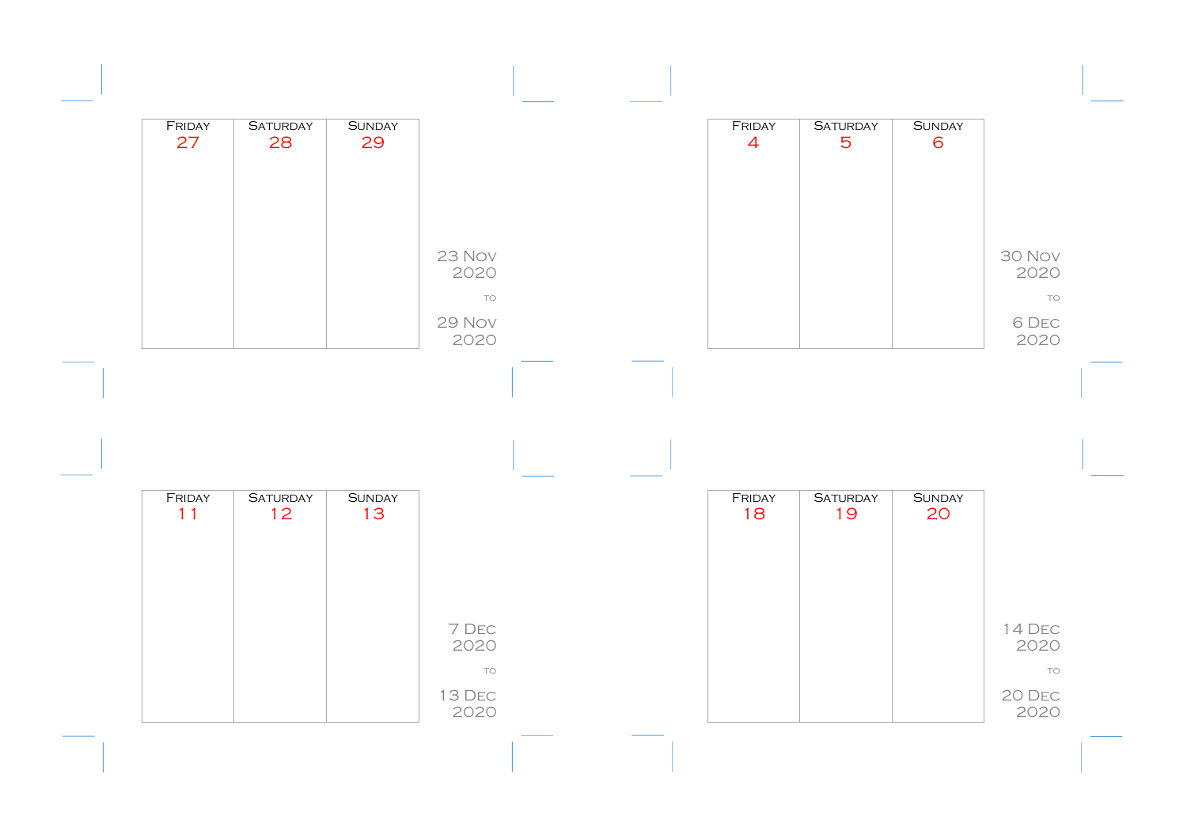| Friday | Saturday | Sunday |
| --- | --- | --- |
| 27 | 28 | 29 |

23 Nov 2020

to

29 Nov 2020

| Friday | Saturday | Sunday |
| --- | --- | --- |
| 4 | 5 | 6 |

30 Nov 2020

to

6 Dec 2020

| Friday | Saturday | Sunday |
| --- | --- | --- |
| 11 | 12 | 13 |

7 Dec 2020

to

13 Dec 2020

| Friday | Saturday | Sunday |
| --- | --- | --- |
| 18 | 19 | 20 |

14 Dec 2020

to

20 Dec 2020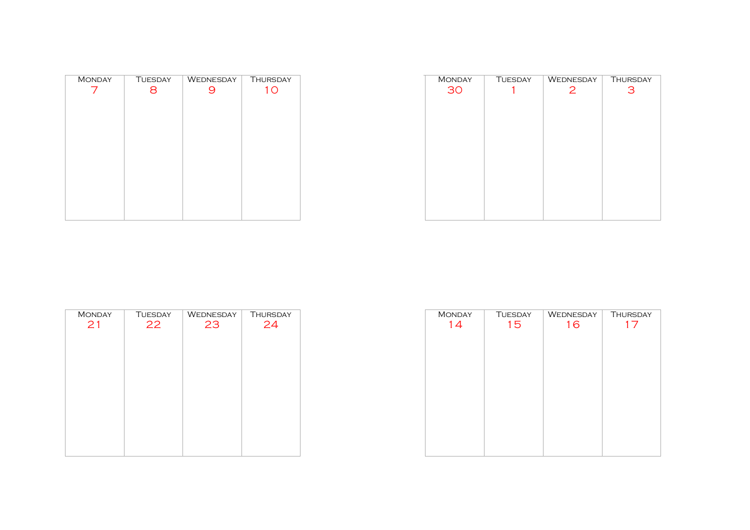| Monday | Tuesday | Wednesday | Thursday |
|---|---|---|---|
| 7 | 8 | 9 | 10 |

| Monday | Tuesday | Wednesday | Thursday |
|---|---|---|---|
| 30 | 1 | 2 | 3 |

| Monday | Tuesday | Wednesday | Thursday |
|---|---|---|---|
| 21 | 22 | 23 | 24 |

| Monday | Tuesday | Wednesday | Thursday |
|---|---|---|---|
| 14 | 15 | 16 | 17 |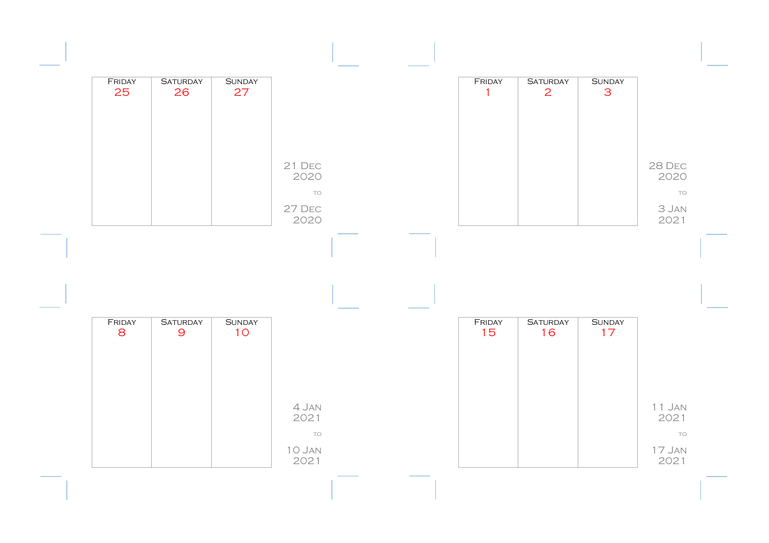| Friday 25 | Saturday 26 | Sunday 27 |
| --- | --- | --- |
| | | |

21 Dec 2020

to

27 Dec 2020

| Friday 1 | Saturday 2 | Sunday 3 |
| --- | --- | --- |
| | | |

28 Dec 2020

to

3 Jan 2021

| Friday 8 | Saturday 9 | Sunday 10 |
| --- | --- | --- |
| | | |

4 Jan 2021

to

10 Jan 2021

| Friday 15 | Saturday 16 | Sunday 17 |
| --- | --- | --- |
| | | |

11 Jan 2021

to

17 Jan 2021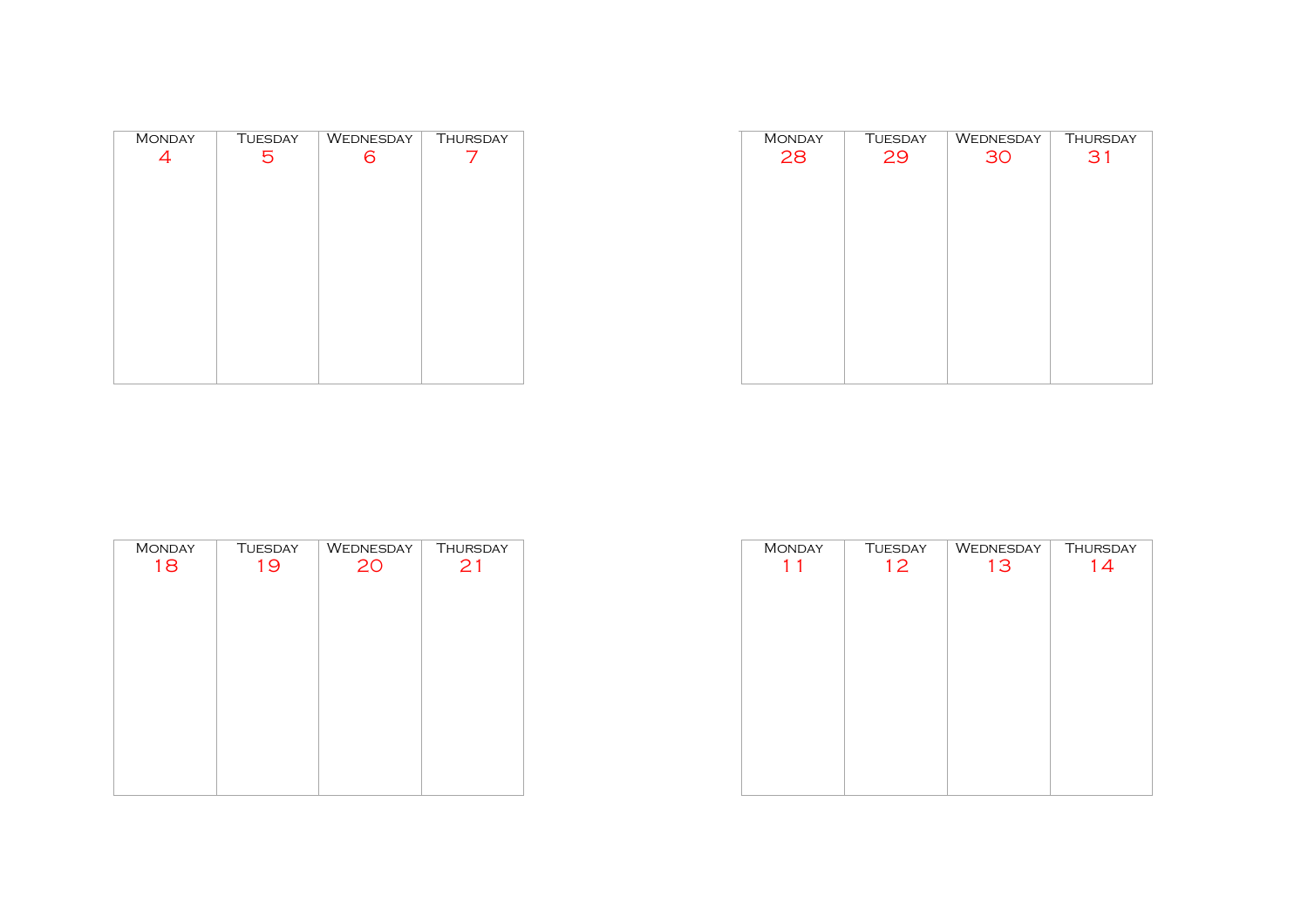| Monday | Tuesday | Wednesday | Thursday |
|---|---|---|---|
| 4 | 5 | 6 | 7 |

| Monday | Tuesday | Wednesday | Thursday |
|---|---|---|---|
| 28 | 29 | 30 | 31 |

| Monday | Tuesday | Wednesday | Thursday |
|---|---|---|---|
| 18 | 19 | 20 | 21 |

| Monday | Tuesday | Wednesday | Thursday |
|---|---|---|---|
| 11 | 12 | 13 | 14 |